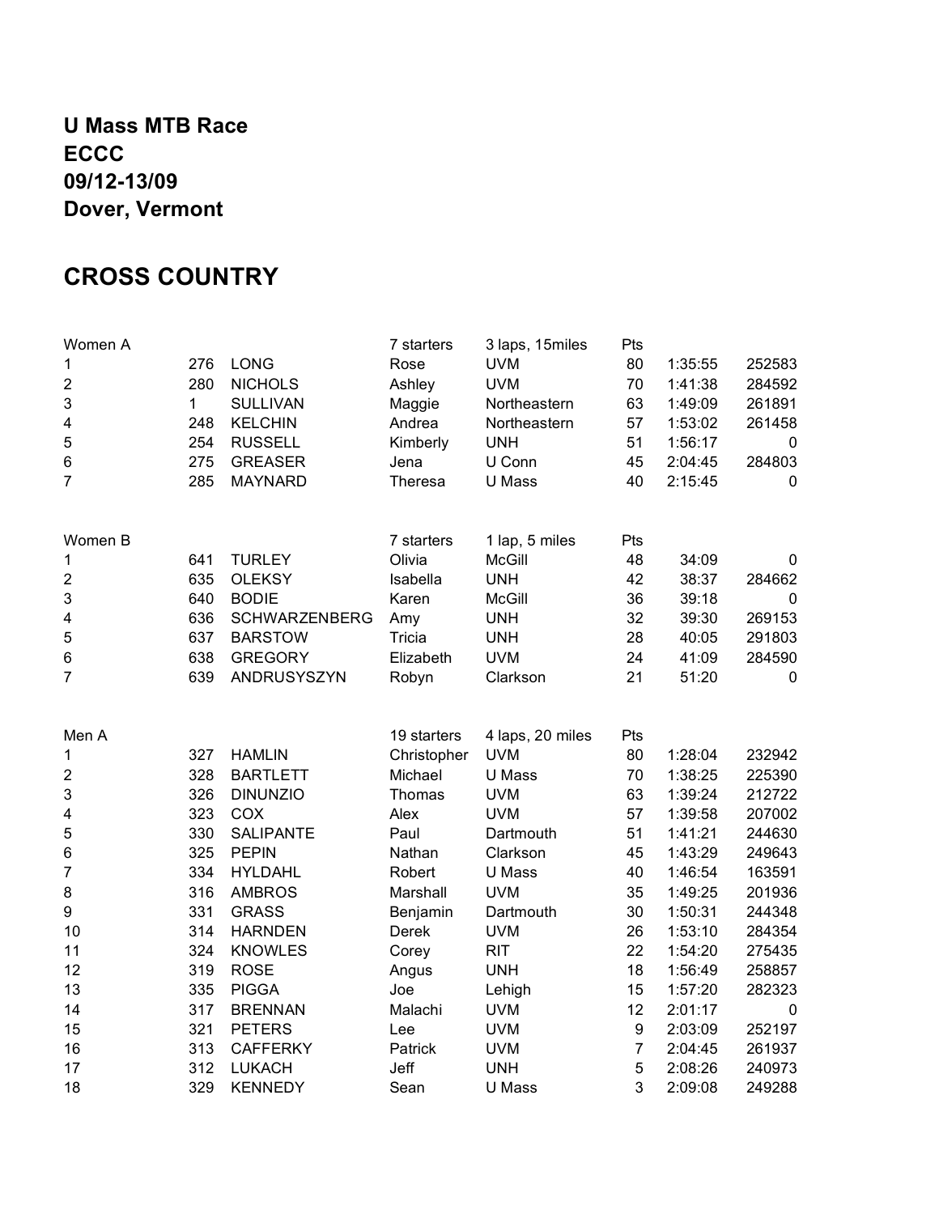**U Mass MTB Race**
**ECCC**
**09/12-13/09**
**Dover, Vermont**

# CROSS COUNTRY

| Women A | | | 7 starters | 3 laps, 15miles | Pts | | |
|---|---|---|---|---|---|---|---|
| 1 | 276 | LONG | Rose | UVM | 80 | 1:35:55 | 252583 |
| 2 | 280 | NICHOLS | Ashley | UVM | 70 | 1:41:38 | 284592 |
| 3 | 1 | SULLIVAN | Maggie | Northeastern | 63 | 1:49:09 | 261891 |
| 4 | 248 | KELCHIN | Andrea | Northeastern | 57 | 1:53:02 | 261458 |
| 5 | 254 | RUSSELL | Kimberly | UNH | 51 | 1:56:17 | 0 |
| 6 | 275 | GREASER | Jena | U Conn | 45 | 2:04:45 | 284803 |
| 7 | 285 | MAYNARD | Theresa | U Mass | 40 | 2:15:45 | 0 |

| Women B | | | 7 starters | 1 lap, 5 miles | Pts | | |
|---|---|---|---|---|---|---|---|
| 1 | 641 | TURLEY | Olivia | McGill | 48 | 34:09 | 0 |
| 2 | 635 | OLEKSY | Isabella | UNH | 42 | 38:37 | 284662 |
| 3 | 640 | BODIE | Karen | McGill | 36 | 39:18 | 0 |
| 4 | 636 | SCHWARZENBERG | Amy | UNH | 32 | 39:30 | 269153 |
| 5 | 637 | BARSTOW | Tricia | UNH | 28 | 40:05 | 291803 |
| 6 | 638 | GREGORY | Elizabeth | UVM | 24 | 41:09 | 284590 |
| 7 | 639 | ANDRUSYSZYN | Robyn | Clarkson | 21 | 51:20 | 0 |

| Men A | | | 19 starters | 4 laps, 20 miles | Pts | | |
|---|---|---|---|---|---|---|---|
| 1 | 327 | HAMLIN | Christopher | UVM | 80 | 1:28:04 | 232942 |
| 2 | 328 | BARTLETT | Michael | U Mass | 70 | 1:38:25 | 225390 |
| 3 | 326 | DINUNZIO | Thomas | UVM | 63 | 1:39:24 | 212722 |
| 4 | 323 | COX | Alex | UVM | 57 | 1:39:58 | 207002 |
| 5 | 330 | SALIPANTE | Paul | Dartmouth | 51 | 1:41:21 | 244630 |
| 6 | 325 | PEPIN | Nathan | Clarkson | 45 | 1:43:29 | 249643 |
| 7 | 334 | HYLDAHL | Robert | U Mass | 40 | 1:46:54 | 163591 |
| 8 | 316 | AMBROS | Marshall | UVM | 35 | 1:49:25 | 201936 |
| 9 | 331 | GRASS | Benjamin | Dartmouth | 30 | 1:50:31 | 244348 |
| 10 | 314 | HARNDEN | Derek | UVM | 26 | 1:53:10 | 284354 |
| 11 | 324 | KNOWLES | Corey | RIT | 22 | 1:54:20 | 275435 |
| 12 | 319 | ROSE | Angus | UNH | 18 | 1:56:49 | 258857 |
| 13 | 335 | PIGGA | Joe | Lehigh | 15 | 1:57:20 | 282323 |
| 14 | 317 | BRENNAN | Malachi | UVM | 12 | 2:01:17 | 0 |
| 15 | 321 | PETERS | Lee | UVM | 9 | 2:03:09 | 252197 |
| 16 | 313 | CAFFERKY | Patrick | UVM | 7 | 2:04:45 | 261937 |
| 17 | 312 | LUKACH | Jeff | UNH | 5 | 2:08:26 | 240973 |
| 18 | 329 | KENNEDY | Sean | U Mass | 3 | 2:09:08 | 249288 |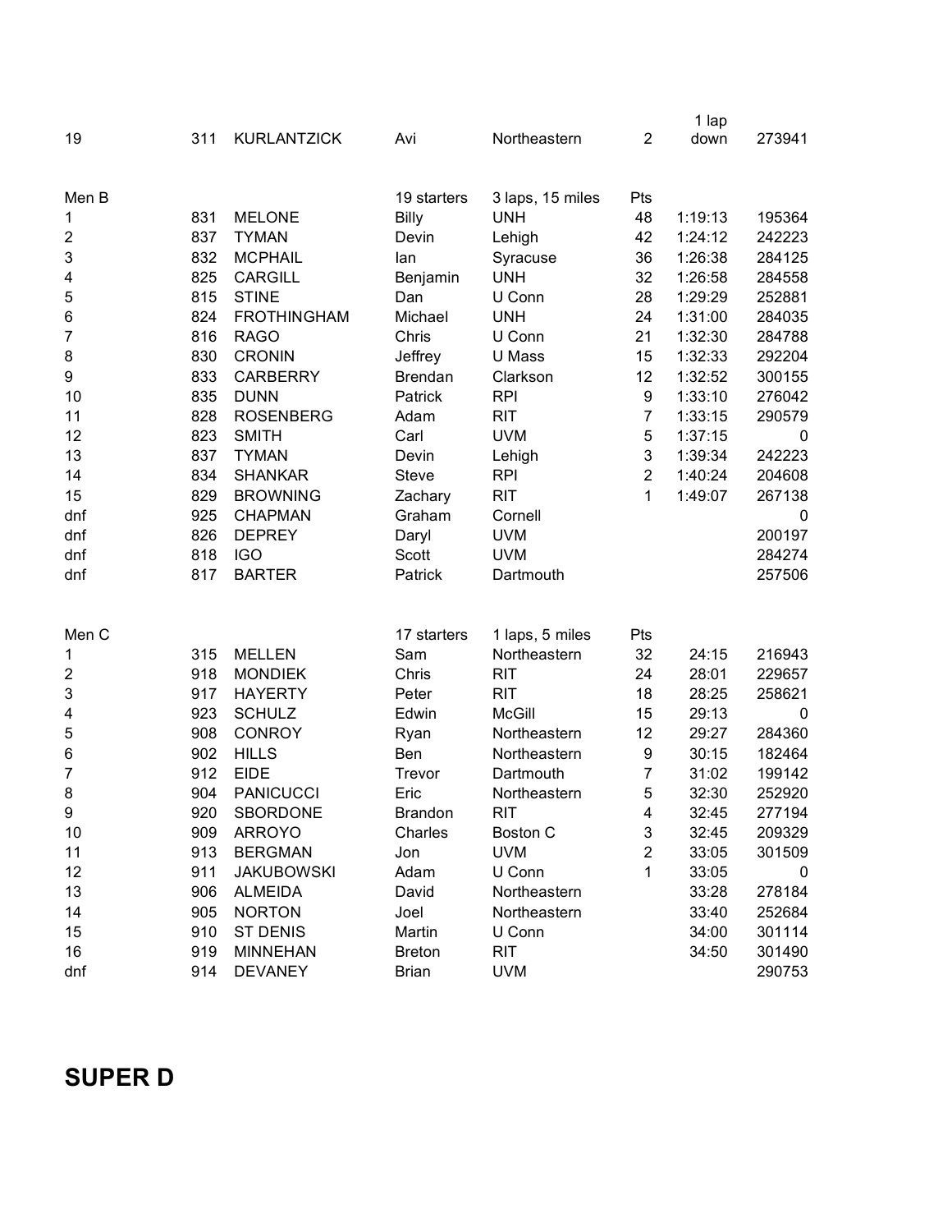| 19 | 311 | KURLANTZICK | Avi | Northeastern | 2 | 1 lap down | 273941 |
|---|---|---|---|---|---|---|---|

| Men B | | | 19 starters | 3 laps, 15 miles | Pts | | |
|---|---|---|---|---|---|---|---|
| 1 | 831 | MELONE | Billy | UNH | 48 | 1:19:13 | 195364 |
| 2 | 837 | TYMAN | Devin | Lehigh | 42 | 1:24:12 | 242223 |
| 3 | 832 | MCPHAIL | Ian | Syracuse | 36 | 1:26:38 | 284125 |
| 4 | 825 | CARGILL | Benjamin | UNH | 32 | 1:26:58 | 284558 |
| 5 | 815 | STINE | Dan | U Conn | 28 | 1:29:29 | 252881 |
| 6 | 824 | FROTHINGHAM | Michael | UNH | 24 | 1:31:00 | 284035 |
| 7 | 816 | RAGO | Chris | U Conn | 21 | 1:32:30 | 284788 |
| 8 | 830 | CRONIN | Jeffrey | U Mass | 15 | 1:32:33 | 292204 |
| 9 | 833 | CARBERRY | Brendan | Clarkson | 12 | 1:32:52 | 300155 |
| 10 | 835 | DUNN | Patrick | RPI | 9 | 1:33:10 | 276042 |
| 11 | 828 | ROSENBERG | Adam | RIT | 7 | 1:33:15 | 290579 |
| 12 | 823 | SMITH | Carl | UVM | 5 | 1:37:15 | 0 |
| 13 | 837 | TYMAN | Devin | Lehigh | 3 | 1:39:34 | 242223 |
| 14 | 834 | SHANKAR | Steve | RPI | 2 | 1:40:24 | 204608 |
| 15 | 829 | BROWNING | Zachary | RIT | 1 | 1:49:07 | 267138 |
| dnf | 925 | CHAPMAN | Graham | Cornell | | | 0 |
| dnf | 826 | DEPREY | Daryl | UVM | | | 200197 |
| dnf | 818 | IGO | Scott | UVM | | | 284274 |
| dnf | 817 | BARTER | Patrick | Dartmouth | | | 257506 |

| Men C | | | 17 starters | 1 laps, 5 miles | Pts | | |
|---|---|---|---|---|---|---|---|
| 1 | 315 | MELLEN | Sam | Northeastern | 32 | 24:15 | 216943 |
| 2 | 918 | MONDIEK | Chris | RIT | 24 | 28:01 | 229657 |
| 3 | 917 | HAYERTY | Peter | RIT | 18 | 28:25 | 258621 |
| 4 | 923 | SCHULZ | Edwin | McGill | 15 | 29:13 | 0 |
| 5 | 908 | CONROY | Ryan | Northeastern | 12 | 29:27 | 284360 |
| 6 | 902 | HILLS | Ben | Northeastern | 9 | 30:15 | 182464 |
| 7 | 912 | EIDE | Trevor | Dartmouth | 7 | 31:02 | 199142 |
| 8 | 904 | PANICUCCI | Eric | Northeastern | 5 | 32:30 | 252920 |
| 9 | 920 | SBORDONE | Brandon | RIT | 4 | 32:45 | 277194 |
| 10 | 909 | ARROYO | Charles | Boston C | 3 | 32:45 | 209329 |
| 11 | 913 | BERGMAN | Jon | UVM | 2 | 33:05 | 301509 |
| 12 | 911 | JAKUBOWSKI | Adam | U Conn | 1 | 33:05 | 0 |
| 13 | 906 | ALMEIDA | David | Northeastern | | 33:28 | 278184 |
| 14 | 905 | NORTON | Joel | Northeastern | | 33:40 | 252684 |
| 15 | 910 | ST DENIS | Martin | U Conn | | 34:00 | 301114 |
| 16 | 919 | MINNEHAN | Breton | RIT | | 34:50 | 301490 |
| dnf | 914 | DEVANEY | Brian | UVM | | | 290753 |

# SUPER D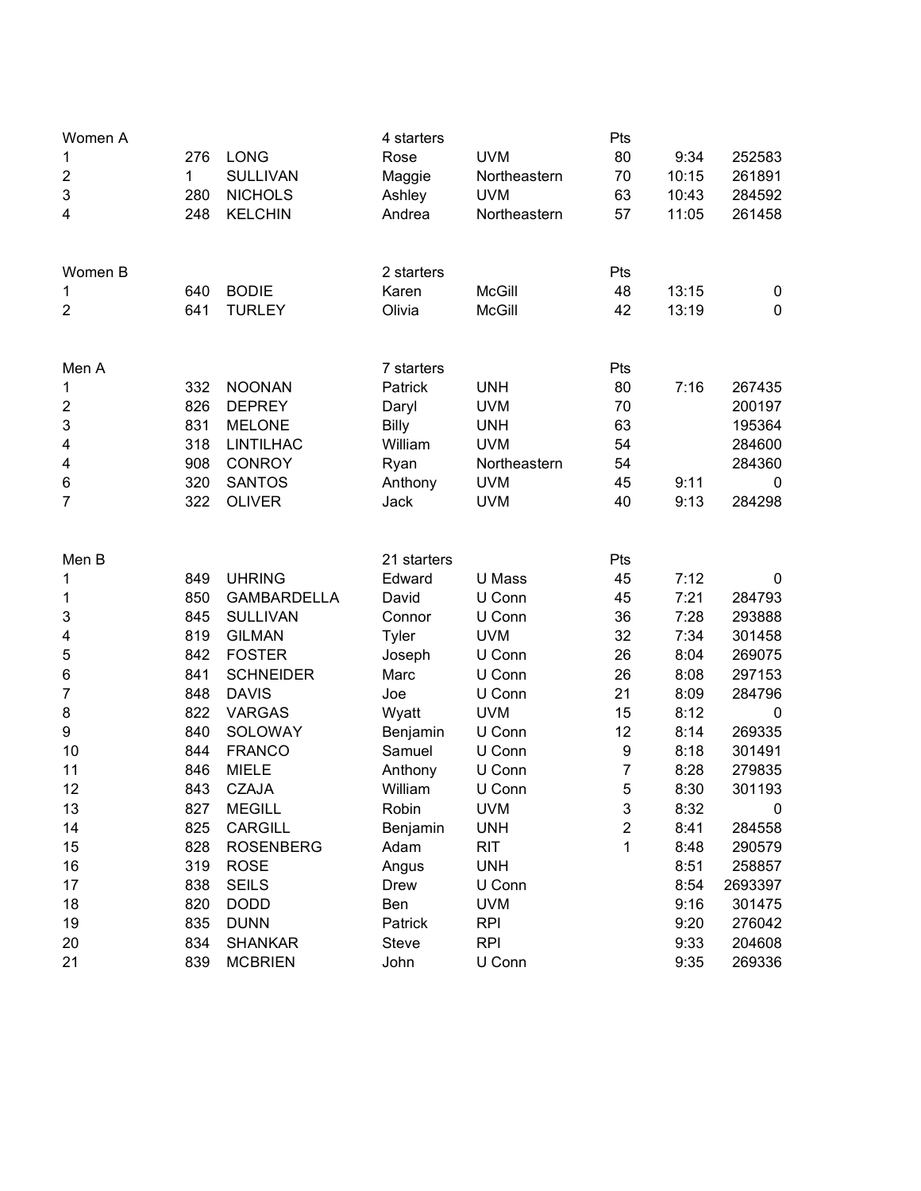| Women A | | | 4 starters | | Pts | | |
|---|---|---|---|---|---|---|---|
| 1 | 276 | LONG | Rose | UVM | 80 | 9:34 | 252583 |
| 2 | 1 | SULLIVAN | Maggie | Northeastern | 70 | 10:15 | 261891 |
| 3 | 280 | NICHOLS | Ashley | UVM | 63 | 10:43 | 284592 |
| 4 | 248 | KELCHIN | Andrea | Northeastern | 57 | 11:05 | 261458 |

| Women B | | | 2 starters | | Pts | | |
|---|---|---|---|---|---|---|---|
| 1 | 640 | BODIE | Karen | McGill | 48 | 13:15 | 0 |
| 2 | 641 | TURLEY | Olivia | McGill | 42 | 13:19 | 0 |

| Men A | | | 7 starters | | Pts | | |
|---|---|---|---|---|---|---|---|
| 1 | 332 | NOONAN | Patrick | UNH | 80 | 7:16 | 267435 |
| 2 | 826 | DEPREY | Daryl | UVM | 70 | | 200197 |
| 3 | 831 | MELONE | Billy | UNH | 63 | | 195364 |
| 4 | 318 | LINTILHAC | William | UVM | 54 | | 284600 |
| 4 | 908 | CONROY | Ryan | Northeastern | 54 | | 284360 |
| 6 | 320 | SANTOS | Anthony | UVM | 45 | 9:11 | 0 |
| 7 | 322 | OLIVER | Jack | UVM | 40 | 9:13 | 284298 |

| Men B | | | 21 starters | | Pts | | |
|---|---|---|---|---|---|---|---|
| 1 | 849 | UHRING | Edward | U Mass | 45 | 7:12 | 0 |
| 1 | 850 | GAMBARDELLA | David | U Conn | 45 | 7:21 | 284793 |
| 3 | 845 | SULLIVAN | Connor | U Conn | 36 | 7:28 | 293888 |
| 4 | 819 | GILMAN | Tyler | UVM | 32 | 7:34 | 301458 |
| 5 | 842 | FOSTER | Joseph | U Conn | 26 | 8:04 | 269075 |
| 6 | 841 | SCHNEIDER | Marc | U Conn | 26 | 8:08 | 297153 |
| 7 | 848 | DAVIS | Joe | U Conn | 21 | 8:09 | 284796 |
| 8 | 822 | VARGAS | Wyatt | UVM | 15 | 8:12 | 0 |
| 9 | 840 | SOLOWAY | Benjamin | U Conn | 12 | 8:14 | 269335 |
| 10 | 844 | FRANCO | Samuel | U Conn | 9 | 8:18 | 301491 |
| 11 | 846 | MIELE | Anthony | U Conn | 7 | 8:28 | 279835 |
| 12 | 843 | CZAJA | William | U Conn | 5 | 8:30 | 301193 |
| 13 | 827 | MEGILL | Robin | UVM | 3 | 8:32 | 0 |
| 14 | 825 | CARGILL | Benjamin | UNH | 2 | 8:41 | 284558 |
| 15 | 828 | ROSENBERG | Adam | RIT | 1 | 8:48 | 290579 |
| 16 | 319 | ROSE | Angus | UNH | | 8:51 | 258857 |
| 17 | 838 | SEILS | Drew | U Conn | | 8:54 | 2693397 |
| 18 | 820 | DODD | Ben | UVM | | 9:16 | 301475 |
| 19 | 835 | DUNN | Patrick | RPI | | 9:20 | 276042 |
| 20 | 834 | SHANKAR | Steve | RPI | | 9:33 | 204608 |
| 21 | 839 | MCBRIEN | John | U Conn | | 9:35 | 269336 |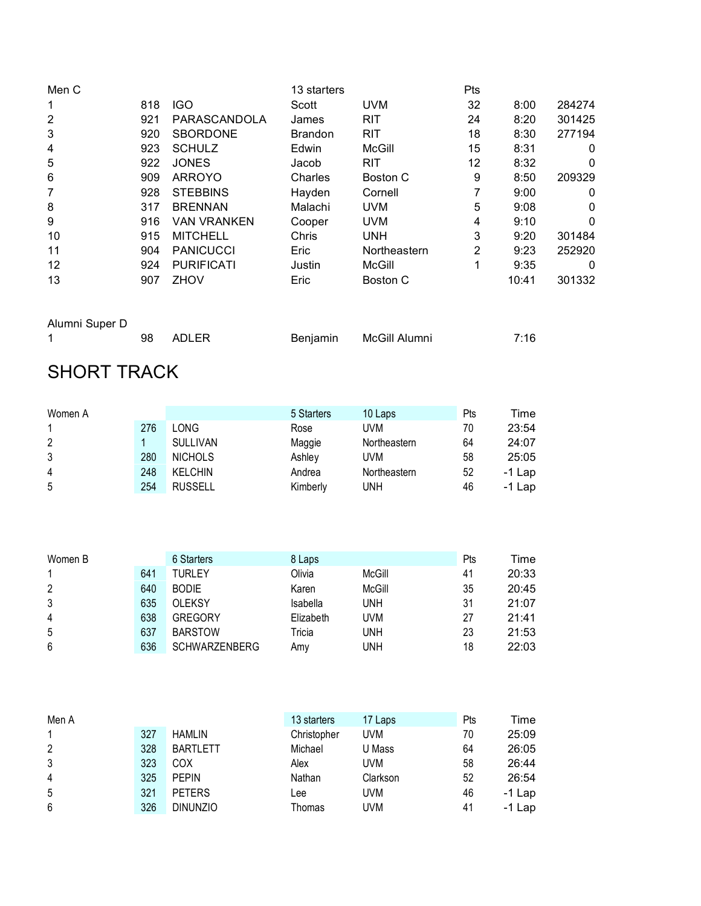| Men C | | | 13 starters | | Pts | | |
|---|---|---|---|---|---|---|---|
| 1 | 818 | IGO | Scott | UVM | 32 | 8:00 | 284274 |
| 2 | 921 | PARASCANDOLA | James | RIT | 24 | 8:20 | 301425 |
| 3 | 920 | SBORDONE | Brandon | RIT | 18 | 8:30 | 277194 |
| 4 | 923 | SCHULZ | Edwin | McGill | 15 | 8:31 | 0 |
| 5 | 922 | JONES | Jacob | RIT | 12 | 8:32 | 0 |
| 6 | 909 | ARROYO | Charles | Boston C | 9 | 8:50 | 209329 |
| 7 | 928 | STEBBINS | Hayden | Cornell | 7 | 9:00 | 0 |
| 8 | 317 | BRENNAN | Malachi | UVM | 5 | 9:08 | 0 |
| 9 | 916 | VAN VRANKEN | Cooper | UVM | 4 | 9:10 | 0 |
| 10 | 915 | MITCHELL | Chris | UNH | 3 | 9:20 | 301484 |
| 11 | 904 | PANICUCCI | Eric | Northeastern | 2 | 9:23 | 252920 |
| 12 | 924 | PURIFICATI | Justin | McGill | 1 | 9:35 | 0 |
| 13 | 907 | ZHOV | Eric | Boston C | | 10:41 | 301332 |

| Alumni Super D | | | | | | |
|---|---|---|---|---|---|---|
| 1 | 98 | ADLER | Benjamin | McGill Alumni | | 7:16 |

# SHORT TRACK

| Women A | | | 5 Starters | 10 Laps | Pts | Time |
|---|---|---|---|---|---|---|
| 1 | 276 | LONG | Rose | UVM | 70 | 23:54 |
| 2 | 1 | SULLIVAN | Maggie | Northeastern | 64 | 24:07 |
| 3 | 280 | NICHOLS | Ashley | UVM | 58 | 25:05 |
| 4 | 248 | KELCHIN | Andrea | Northeastern | 52 | -1 Lap |
| 5 | 254 | RUSSELL | Kimberly | UNH | 46 | -1 Lap |

| Women B | | 6 Starters | 8 Laps | | Pts | Time |
|---|---|---|---|---|---|---|
| 1 | 641 | TURLEY | Olivia | McGill | 41 | 20:33 |
| 2 | 640 | BODIE | Karen | McGill | 35 | 20:45 |
| 3 | 635 | OLEKSY | Isabella | UNH | 31 | 21:07 |
| 4 | 638 | GREGORY | Elizabeth | UVM | 27 | 21:41 |
| 5 | 637 | BARSTOW | Tricia | UNH | 23 | 21:53 |
| 6 | 636 | SCHWARZENBERG | Amy | UNH | 18 | 22:03 |

| Men A | | | 13 starters | 17 Laps | Pts | Time |
|---|---|---|---|---|---|---|
| 1 | 327 | HAMLIN | Christopher | UVM | 70 | 25:09 |
| 2 | 328 | BARTLETT | Michael | U Mass | 64 | 26:05 |
| 3 | 323 | COX | Alex | UVM | 58 | 26:44 |
| 4 | 325 | PEPIN | Nathan | Clarkson | 52 | 26:54 |
| 5 | 321 | PETERS | Lee | UVM | 46 | -1 Lap |
| 6 | 326 | DINUNZIO | Thomas | UVM | 41 | -1 Lap |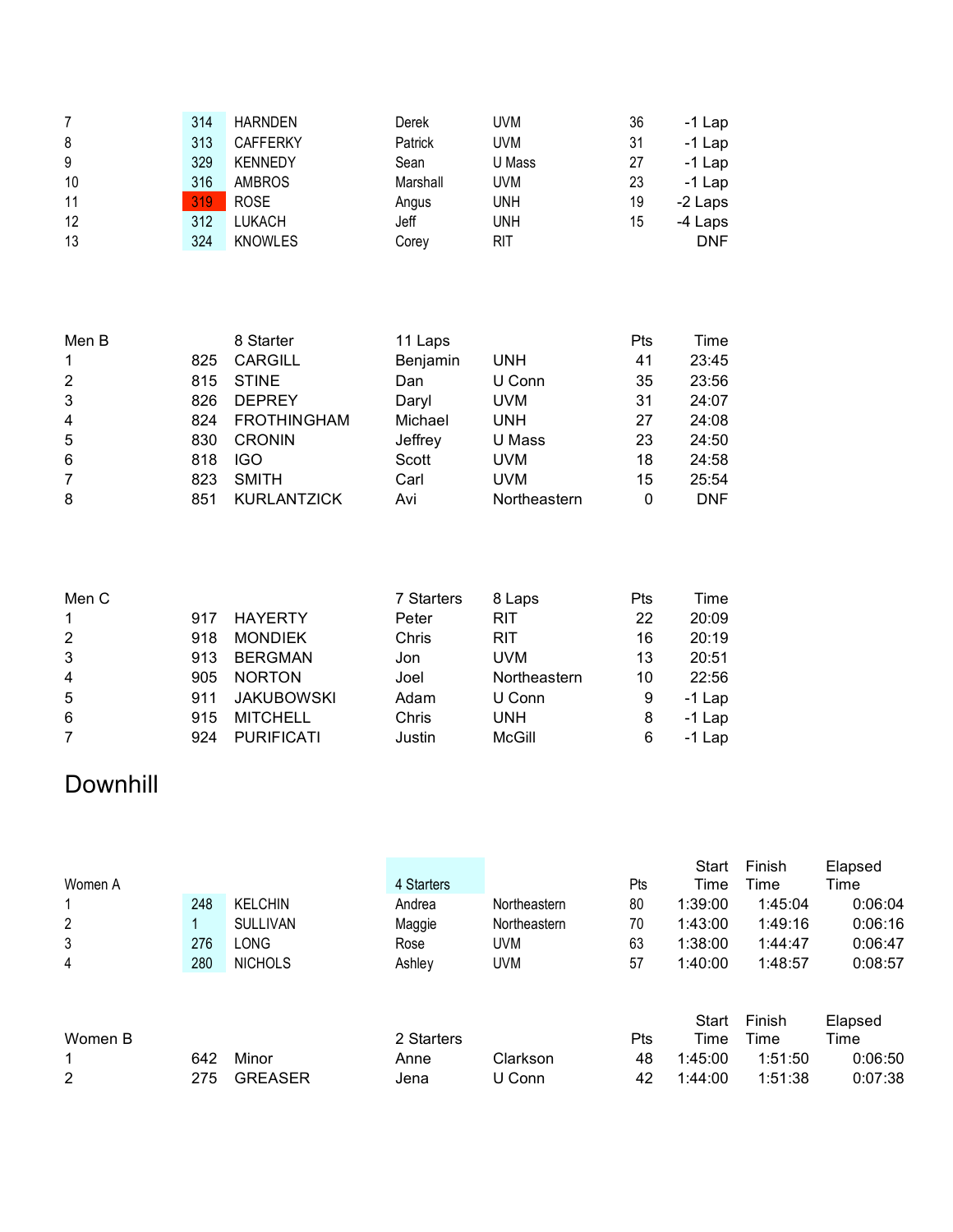| | | | | | | |
|---|---|---|---|---|---|---|
| 7 | 314 | HARNDEN | Derek | UVM | 36 | -1 Lap |
| 8 | 313 | CAFFERKY | Patrick | UVM | 31 | -1 Lap |
| 9 | 329 | KENNEDY | Sean | U Mass | 27 | -1 Lap |
| 10 | 316 | AMBROS | Marshall | UVM | 23 | -1 Lap |
| 11 | 319 | ROSE | Angus | UNH | 19 | -2 Laps |
| 12 | 312 | LUKACH | Jeff | UNH | 15 | -4 Laps |
| 13 | 324 | KNOWLES | Corey | RIT | | DNF |

| Men B | | 8 Starter | 11 Laps | | Pts | Time |
|---|---|---|---|---|---|---|
| 1 | 825 | CARGILL | Benjamin | UNH | 41 | 23:45 |
| 2 | 815 | STINE | Dan | U Conn | 35 | 23:56 |
| 3 | 826 | DEPREY | Daryl | UVM | 31 | 24:07 |
| 4 | 824 | FROTHINGHAM | Michael | UNH | 27 | 24:08 |
| 5 | 830 | CRONIN | Jeffrey | U Mass | 23 | 24:50 |
| 6 | 818 | IGO | Scott | UVM | 18 | 24:58 |
| 7 | 823 | SMITH | Carl | UVM | 15 | 25:54 |
| 8 | 851 | KURLANTZICK | Avi | Northeastern | 0 | DNF |

| Men C | | | 7 Starters | 8 Laps | Pts | Time |
|---|---|---|---|---|---|---|
| 1 | 917 | HAYERTY | Peter | RIT | 22 | 20:09 |
| 2 | 918 | MONDIEK | Chris | RIT | 16 | 20:19 |
| 3 | 913 | BERGMAN | Jon | UVM | 13 | 20:51 |
| 4 | 905 | NORTON | Joel | Northeastern | 10 | 22:56 |
| 5 | 911 | JAKUBOWSKI | Adam | U Conn | 9 | -1 Lap |
| 6 | 915 | MITCHELL | Chris | UNH | 8 | -1 Lap |
| 7 | 924 | PURIFICATI | Justin | McGill | 6 | -1 Lap |

# Downhill

| Women A | | | 4 Starters | | Pts | Start Time | Finish Time | Elapsed Time |
|---|---|---|---|---|---|---|---|---|
| 1 | 248 | KELCHIN | Andrea | Northeastern | 80 | 1:39:00 | 1:45:04 | 0:06:04 |
| 2 | 1 | SULLIVAN | Maggie | Northeastern | 70 | 1:43:00 | 1:49:16 | 0:06:16 |
| 3 | 276 | LONG | Rose | UVM | 63 | 1:38:00 | 1:44:47 | 0:06:47 |
| 4 | 280 | NICHOLS | Ashley | UVM | 57 | 1:40:00 | 1:48:57 | 0:08:57 |

| Women B | | | 2 Starters | | Pts | Start Time | Finish Time | Elapsed Time |
|---|---|---|---|---|---|---|---|---|
| 1 | 642 | Minor | Anne | Clarkson | 48 | 1:45:00 | 1:51:50 | 0:06:50 |
| 2 | 275 | GREASER | Jena | U Conn | 42 | 1:44:00 | 1:51:38 | 0:07:38 |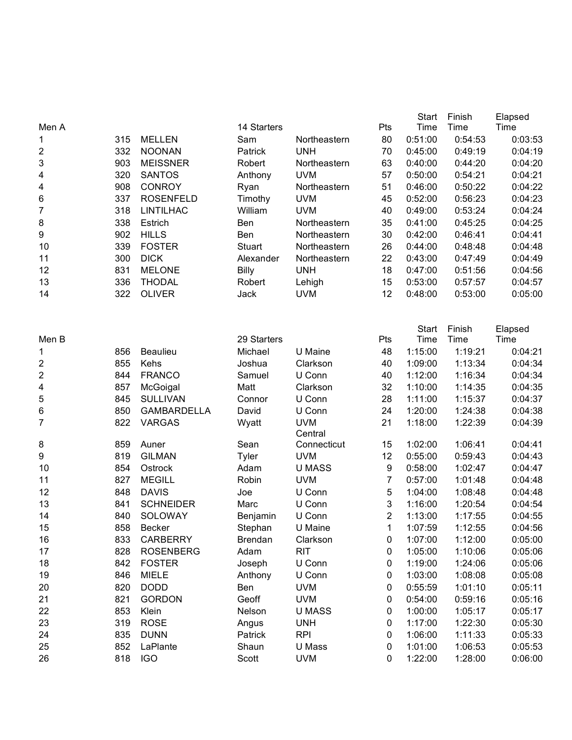| Men A | | | 14 Starters | | Pts | Start Time | Finish Time | Elapsed Time |
|---|---|---|---|---|---|---|---|---|
| 1 | 315 | MELLEN | Sam | Northeastern | 80 | 0:51:00 | 0:54:53 | 0:03:53 |
| 2 | 332 | NOONAN | Patrick | UNH | 70 | 0:45:00 | 0:49:19 | 0:04:19 |
| 3 | 903 | MEISSNER | Robert | Northeastern | 63 | 0:40:00 | 0:44:20 | 0:04:20 |
| 4 | 320 | SANTOS | Anthony | UVM | 57 | 0:50:00 | 0:54:21 | 0:04:21 |
| 4 | 908 | CONROY | Ryan | Northeastern | 51 | 0:46:00 | 0:50:22 | 0:04:22 |
| 6 | 337 | ROSENFELD | Timothy | UVM | 45 | 0:52:00 | 0:56:23 | 0:04:23 |
| 7 | 318 | LINTILHAC | William | UVM | 40 | 0:49:00 | 0:53:24 | 0:04:24 |
| 8 | 338 | Estrich | Ben | Northeastern | 35 | 0:41:00 | 0:45:25 | 0:04:25 |
| 9 | 902 | HILLS | Ben | Northeastern | 30 | 0:42:00 | 0:46:41 | 0:04:41 |
| 10 | 339 | FOSTER | Stuart | Northeastern | 26 | 0:44:00 | 0:48:48 | 0:04:48 |
| 11 | 300 | DICK | Alexander | Northeastern | 22 | 0:43:00 | 0:47:49 | 0:04:49 |
| 12 | 831 | MELONE | Billy | UNH | 18 | 0:47:00 | 0:51:56 | 0:04:56 |
| 13 | 336 | THODAL | Robert | Lehigh | 15 | 0:53:00 | 0:57:57 | 0:04:57 |
| 14 | 322 | OLIVER | Jack | UVM | 12 | 0:48:00 | 0:53:00 | 0:05:00 |

| Men B | | | 29 Starters | | Pts | Start Time | Finish Time | Elapsed Time |
|---|---|---|---|---|---|---|---|---|
| 1 | 856 | Beaulieu | Michael | U Maine | 48 | 1:15:00 | 1:19:21 | 0:04:21 |
| 2 | 855 | Kehs | Joshua | Clarkson | 40 | 1:09:00 | 1:13:34 | 0:04:34 |
| 2 | 844 | FRANCO | Samuel | U Conn | 40 | 1:12:00 | 1:16:34 | 0:04:34 |
| 4 | 857 | McGoigal | Matt | Clarkson | 32 | 1:10:00 | 1:14:35 | 0:04:35 |
| 5 | 845 | SULLIVAN | Connor | U Conn | 28 | 1:11:00 | 1:15:37 | 0:04:37 |
| 6 | 850 | GAMBARDELLA | David | U Conn | 24 | 1:20:00 | 1:24:38 | 0:04:38 |
| 7 | 822 | VARGAS | Wyatt | UVM | 21 | 1:18:00 | 1:22:39 | 0:04:39 |
| 8 | 859 | Auner | Sean | Central Connecticut | 15 | 1:02:00 | 1:06:41 | 0:04:41 |
| 9 | 819 | GILMAN | Tyler | UVM | 12 | 0:55:00 | 0:59:43 | 0:04:43 |
| 10 | 854 | Ostrock | Adam | U MASS | 9 | 0:58:00 | 1:02:47 | 0:04:47 |
| 11 | 827 | MEGILL | Robin | UVM | 7 | 0:57:00 | 1:01:48 | 0:04:48 |
| 12 | 848 | DAVIS | Joe | U Conn | 5 | 1:04:00 | 1:08:48 | 0:04:48 |
| 13 | 841 | SCHNEIDER | Marc | U Conn | 3 | 1:16:00 | 1:20:54 | 0:04:54 |
| 14 | 840 | SOLOWAY | Benjamin | U Conn | 2 | 1:13:00 | 1:17:55 | 0:04:55 |
| 15 | 858 | Becker | Stephan | U Maine | 1 | 1:07:59 | 1:12:55 | 0:04:56 |
| 16 | 833 | CARBERRY | Brendan | Clarkson | 0 | 1:07:00 | 1:12:00 | 0:05:00 |
| 17 | 828 | ROSENBERG | Adam | RIT | 0 | 1:05:00 | 1:10:06 | 0:05:06 |
| 18 | 842 | FOSTER | Joseph | U Conn | 0 | 1:19:00 | 1:24:06 | 0:05:06 |
| 19 | 846 | MIELE | Anthony | U Conn | 0 | 1:03:00 | 1:08:08 | 0:05:08 |
| 20 | 820 | DODD | Ben | UVM | 0 | 0:55:59 | 1:01:10 | 0:05:11 |
| 21 | 821 | GORDON | Geoff | UVM | 0 | 0:54:00 | 0:59:16 | 0:05:16 |
| 22 | 853 | Klein | Nelson | U MASS | 0 | 1:00:00 | 1:05:17 | 0:05:17 |
| 23 | 319 | ROSE | Angus | UNH | 0 | 1:17:00 | 1:22:30 | 0:05:30 |
| 24 | 835 | DUNN | Patrick | RPI | 0 | 1:06:00 | 1:11:33 | 0:05:33 |
| 25 | 852 | LaPlante | Shaun | U Mass | 0 | 1:01:00 | 1:06:53 | 0:05:53 |
| 26 | 818 | IGO | Scott | UVM | 0 | 1:22:00 | 1:28:00 | 0:06:00 |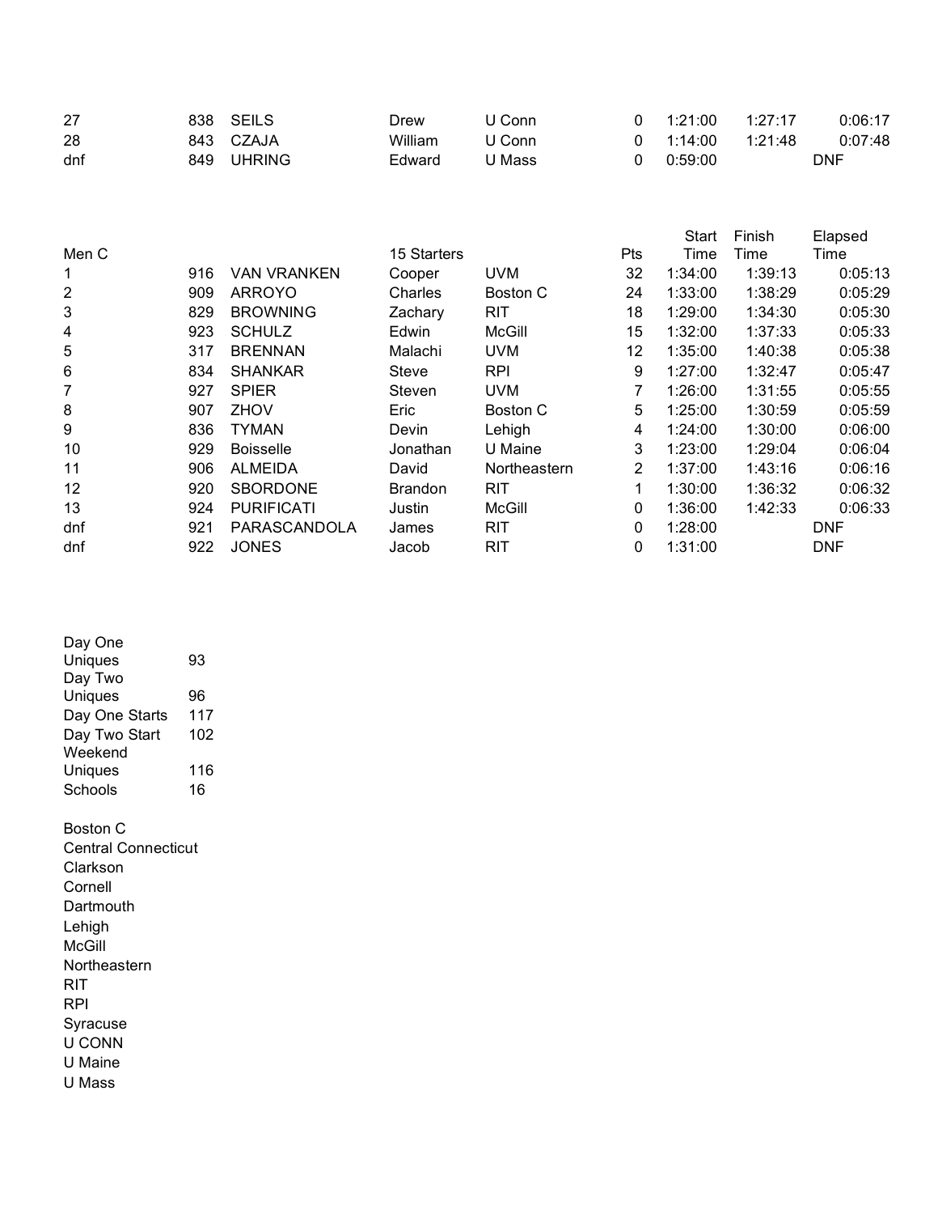| | | | | | | | | |
|---|---|---|---|---|---|---|---|---|
| 27 | 838 | SEILS | Drew | U Conn | 0 | 1:21:00 | 1:27:17 | 0:06:17 |
| 28 | 843 | CZAJA | William | U Conn | 0 | 1:14:00 | 1:21:48 | 0:07:48 |
| dnf | 849 | UHRING | Edward | U Mass | 0 | 0:59:00 | | DNF |

| Men C | | | 15 Starters | | Pts | Start Time | Finish Time | Elapsed Time |
|---|---|---|---|---|---|---|---|---|
| 1 | 916 | VAN VRANKEN | Cooper | UVM | 32 | 1:34:00 | 1:39:13 | 0:05:13 |
| 2 | 909 | ARROYO | Charles | Boston C | 24 | 1:33:00 | 1:38:29 | 0:05:29 |
| 3 | 829 | BROWNING | Zachary | RIT | 18 | 1:29:00 | 1:34:30 | 0:05:30 |
| 4 | 923 | SCHULZ | Edwin | McGill | 15 | 1:32:00 | 1:37:33 | 0:05:33 |
| 5 | 317 | BRENNAN | Malachi | UVM | 12 | 1:35:00 | 1:40:38 | 0:05:38 |
| 6 | 834 | SHANKAR | Steve | RPI | 9 | 1:27:00 | 1:32:47 | 0:05:47 |
| 7 | 927 | SPIER | Steven | UVM | 7 | 1:26:00 | 1:31:55 | 0:05:55 |
| 8 | 907 | ZHOV | Eric | Boston C | 5 | 1:25:00 | 1:30:59 | 0:05:59 |
| 9 | 836 | TYMAN | Devin | Lehigh | 4 | 1:24:00 | 1:30:00 | 0:06:00 |
| 10 | 929 | Boisselle | Jonathan | U Maine | 3 | 1:23:00 | 1:29:04 | 0:06:04 |
| 11 | 906 | ALMEIDA | David | Northeastern | 2 | 1:37:00 | 1:43:16 | 0:06:16 |
| 12 | 920 | SBORDONE | Brandon | RIT | 1 | 1:30:00 | 1:36:32 | 0:06:32 |
| 13 | 924 | PURIFICATI | Justin | McGill | 0 | 1:36:00 | 1:42:33 | 0:06:33 |
| dnf | 921 | PARASCANDOLA | James | RIT | 0 | 1:28:00 | | DNF |
| dnf | 922 | JONES | Jacob | RIT | 0 | 1:31:00 | | DNF |

| | |
|---|---|
| Day One Uniques | 93 |
| Day Two Uniques | 96 |
| Day One Starts | 117 |
| Day Two Start | 102 |
| Weekend Uniques | 116 |
| Schools | 16 |

Boston C
Central Connecticut
Clarkson
Cornell
Dartmouth
Lehigh
McGill
Northeastern
RIT
RPI
Syracuse
U CONN
U Maine
U Mass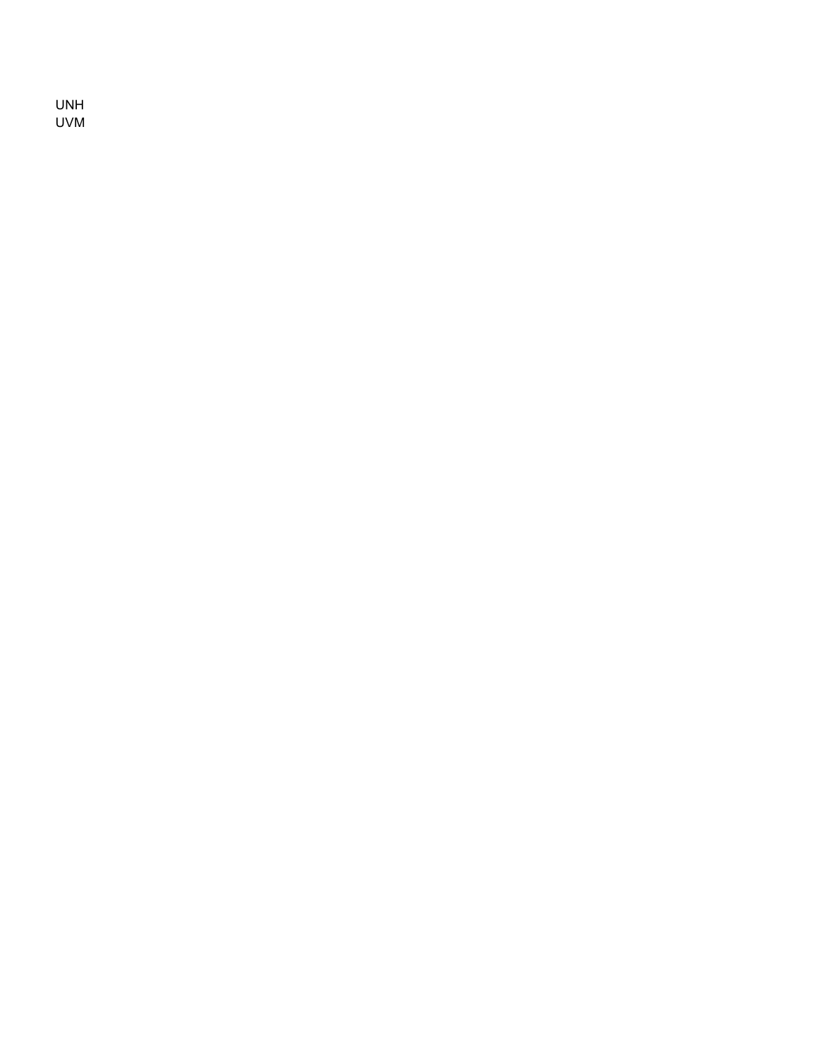UNH
UVM